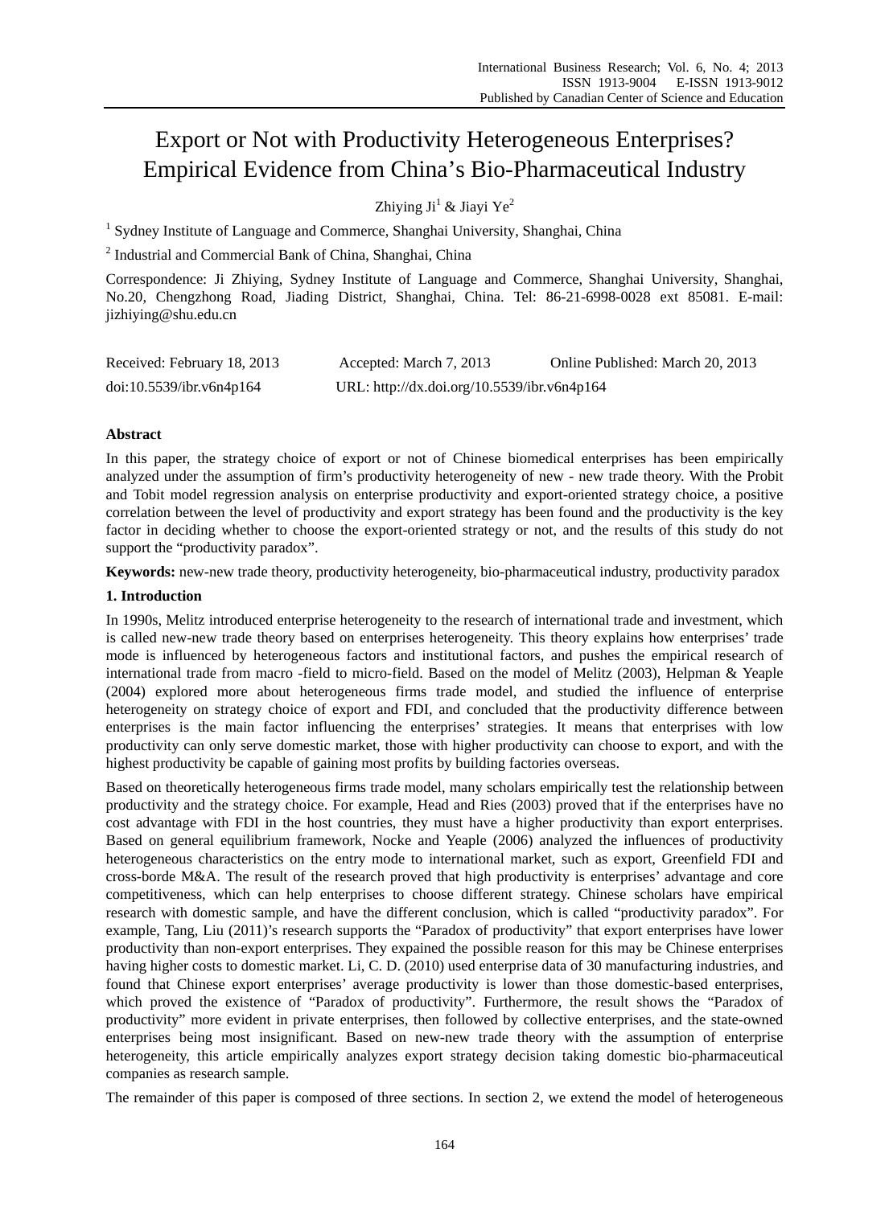# Export or Not with Productivity Heterogeneous Enterprises? Empirical Evidence from China's Bio-Pharmaceutical Industry

Zhiying Ji[1] & Jiayi Ye[2]

[1] Sydney Institute of Language and Commerce, Shanghai University, Shanghai, China

[2] Industrial and Commercial Bank of China, Shanghai, China

Correspondence: Ji Zhiying, Sydney Institute of Language and Commerce, Shanghai University, Shanghai, No.20, Chengzhong Road, Jiading District, Shanghai, China. Tel: 86-21-6998-0028 ext 85081. E-mail: jizhiying@shu.edu.cn

Received: February 18, 2013 Accepted: March 7, 2013 Online Published: March 20, 2013

doi:10.5539/ibr.v6n4p164 URL: http://dx.doi.org/10.5539/ibr.v6n4p164

## Abstract

In this paper, the strategy choice of export or not of Chinese biomedical enterprises has been empirically analyzed under the assumption of firm's productivity heterogeneity of new - new trade theory. With the Probit and Tobit model regression analysis on enterprise productivity and export-oriented strategy choice, a positive correlation between the level of productivity and export strategy has been found and the productivity is the key factor in deciding whether to choose the export-oriented strategy or not, and the results of this study do not support the "productivity paradox".

**Keywords:** new-new trade theory, productivity heterogeneity, bio-pharmaceutical industry, productivity paradox

## 1. Introduction

In 1990s, Melitz introduced enterprise heterogeneity to the research of international trade and investment, which is called new-new trade theory based on enterprises heterogeneity. This theory explains how enterprises' trade mode is influenced by heterogeneous factors and institutional factors, and pushes the empirical research of international trade from macro -field to micro-field. Based on the model of Melitz (2003), Helpman & Yeaple (2004) explored more about heterogeneous firms trade model, and studied the influence of enterprise heterogeneity on strategy choice of export and FDI, and concluded that the productivity difference between enterprises is the main factor influencing the enterprises' strategies. It means that enterprises with low productivity can only serve domestic market, those with higher productivity can choose to export, and with the highest productivity be capable of gaining most profits by building factories overseas.

Based on theoretically heterogeneous firms trade model, many scholars empirically test the relationship between productivity and the strategy choice. For example, Head and Ries (2003) proved that if the enterprises have no cost advantage with FDI in the host countries, they must have a higher productivity than export enterprises. Based on general equilibrium framework, Nocke and Yeaple (2006) analyzed the influences of productivity heterogeneous characteristics on the entry mode to international market, such as export, Greenfield FDI and cross-borde M&A. The result of the research proved that high productivity is enterprises' advantage and core competitiveness, which can help enterprises to choose different strategy. Chinese scholars have empirical research with domestic sample, and have the different conclusion, which is called "productivity paradox". For example, Tang, Liu (2011)'s research supports the "Paradox of productivity" that export enterprises have lower productivity than non-export enterprises. They expained the possible reason for this may be Chinese enterprises having higher costs to domestic market. Li, C. D. (2010) used enterprise data of 30 manufacturing industries, and found that Chinese export enterprises' average productivity is lower than those domestic-based enterprises, which proved the existence of "Paradox of productivity". Furthermore, the result shows the "Paradox of productivity" more evident in private enterprises, then followed by collective enterprises, and the state-owned enterprises being most insignificant. Based on new-new trade theory with the assumption of enterprise heterogeneity, this article empirically analyzes export strategy decision taking domestic bio-pharmaceutical companies as research sample.

The remainder of this paper is composed of three sections. In section 2, we extend the model of heterogeneous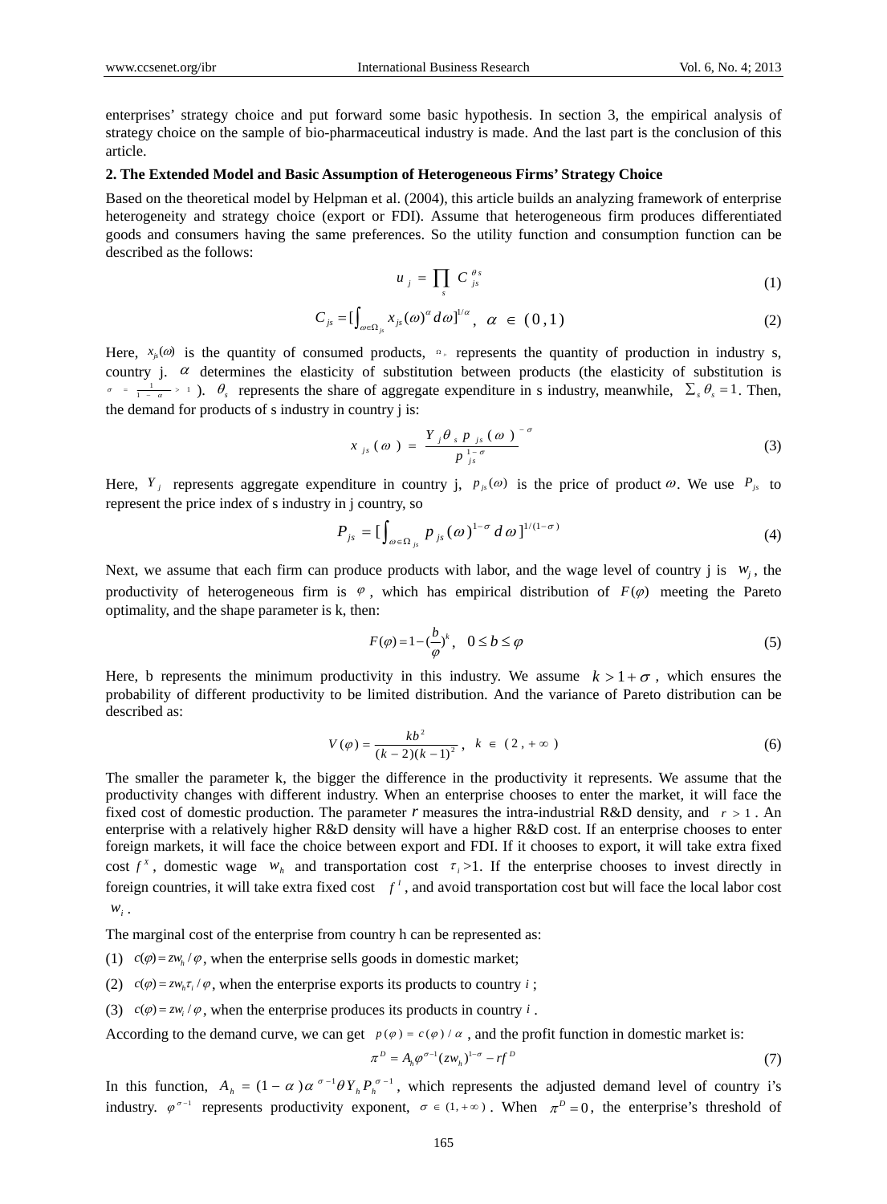enterprises' strategy choice and put forward some basic hypothesis. In section 3, the empirical analysis of strategy choice on the sample of bio-pharmaceutical industry is made. And the last part is the conclusion of this article.

## 2. The Extended Model and Basic Assumption of Heterogeneous Firms' Strategy Choice

Based on the theoretical model by Helpman et al. (2004), this article builds an analyzing framework of enterprise heterogeneity and strategy choice (export or FDI). Assume that heterogeneous firm produces differentiated goods and consumers having the same preferences. So the utility function and consumption function can be described as the follows:

$$u_j = \prod_s C_{js}^{\theta s} \tag{1}$$

$$C_{js} = [\int_{\omega \in \Omega_{js}} x_{js}(\omega)^{\alpha} d\omega]^{1/\alpha}, \quad \alpha \in (0,1) \tag{2}$$

Here, $x_{js}(\omega)$ is the quantity of consumed products, $\Omega_{js}$ represents the quantity of production in industry s, country j. $\alpha$ determines the elasticity of substitution between products (the elasticity of substitution is $\sigma = \frac{1}{1-\alpha} > 1$ ). $\theta_s$ represents the share of aggregate expenditure in s industry, meanwhile, $\sum_s \theta_s = 1$. Then, the demand for products of s industry in country j is:

$$x_{js}(\omega) = \frac{Y_j \theta_s p_{js}(\omega)^{-\sigma}}{p_{js}^{1-\sigma}} \tag{3}$$

Here, $Y_j$ represents aggregate expenditure in country j, $p_{js}(\omega)$ is the price of product $\omega$. We use $P_{js}$ to represent the price index of s industry in j country, so

$$P_{js} = [\int_{\omega \in \Omega_{js}} p_{js}(\omega)^{1-\sigma} d\omega]^{1/(1-\sigma)} \tag{4}$$

Next, we assume that each firm can produce products with labor, and the wage level of country j is $w_j$, the productivity of heterogeneous firm is $\varphi$, which has empirical distribution of $F(\varphi)$ meeting the Pareto optimality, and the shape parameter is k, then:

$$F(\varphi) = 1 - (\frac{b}{\varphi})^k, \quad 0 \le b \le \varphi \tag{5}$$

Here, b represents the minimum productivity in this industry. We assume $k > 1 + \sigma$, which ensures the probability of different productivity to be limited distribution. And the variance of Pareto distribution can be described as:

$$V(\varphi) = \frac{kb^2}{(k-2)(k-1)^2}, \quad k \in (2, +\infty) \tag{6}$$

The smaller the parameter k, the bigger the difference in the productivity it represents. We assume that the productivity changes with different industry. When an enterprise chooses to enter the market, it will face the fixed cost of domestic production. The parameter $r$ measures the intra-industrial R&D density, and $r > 1$. An enterprise with a relatively higher R&D density will have a higher R&D cost. If an enterprise chooses to enter foreign markets, it will face the choice between export and FDI. If it chooses to export, it will take extra fixed cost $f^X$, domestic wage $w_h$ and transportation cost $\tau_i > 1$. If the enterprise chooses to invest directly in foreign countries, it will take extra fixed cost $f^I$, and avoid transportation cost but will face the local labor cost $w_i$.

The marginal cost of the enterprise from country h can be represented as:

(1) $c(\varphi) = zw_h / \varphi$, when the enterprise sells goods in domestic market;

(2) $c(\varphi) = zw_h \tau_i / \varphi$, when the enterprise exports its products to country $i$;

(3) $c(\varphi) = zw_i / \varphi$, when the enterprise produces its products in country $i$.

According to the demand curve, we can get $p(\varphi) = c(\varphi)/\alpha$, and the profit function in domestic market is:

$$\pi^D = A_h \varphi^{\sigma-1} (zw_h)^{1-\sigma} - rf^D \tag{7}$$

In this function, $A_h = (1-\alpha)\alpha^{\sigma-1}\theta Y_h P_h^{\sigma-1}$, which represents the adjusted demand level of country i's industry. $\varphi^{\sigma-1}$ represents productivity exponent, $\sigma \in (1, +\infty)$. When $\pi^D = 0$, the enterprise's threshold of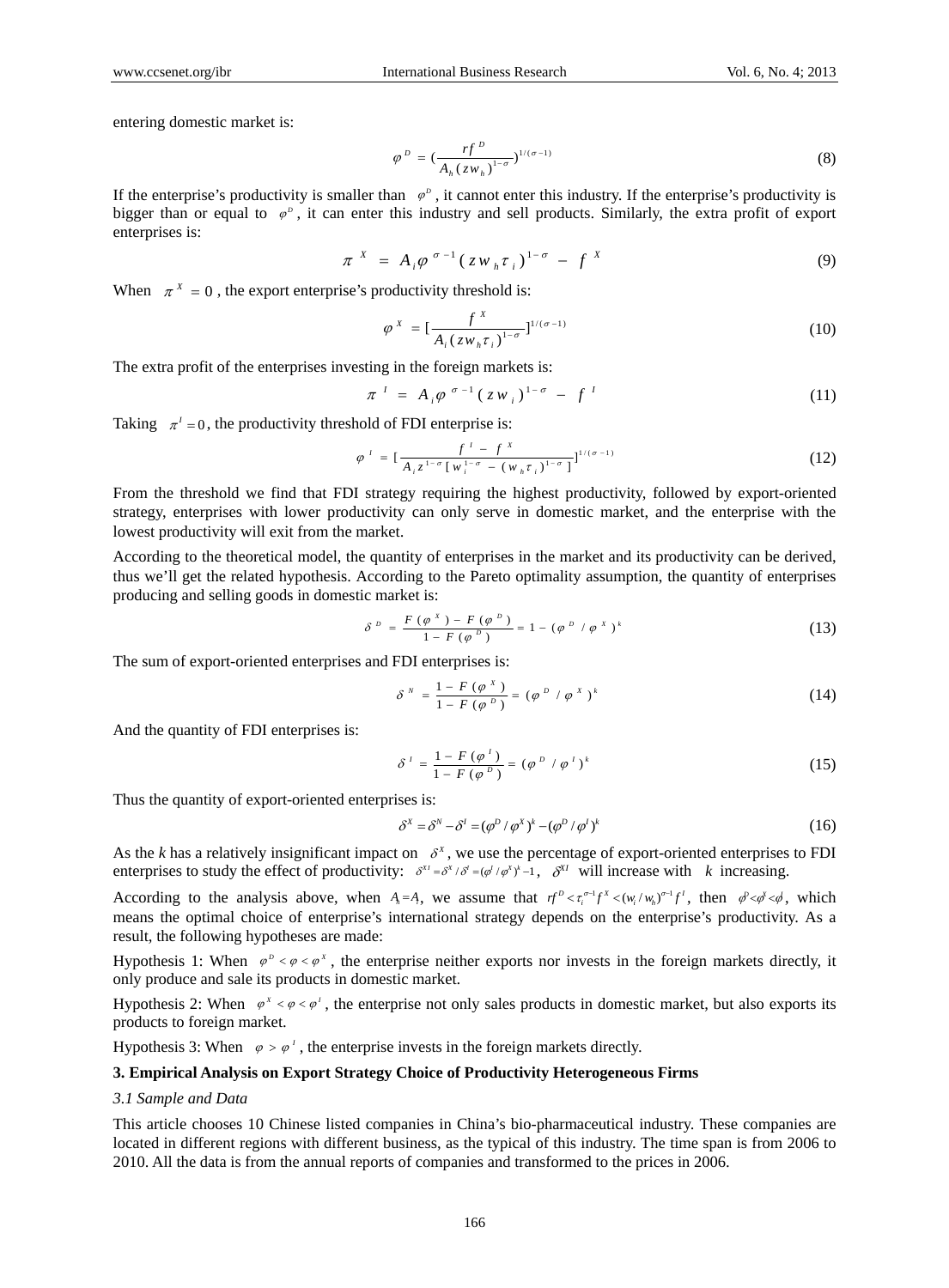entering domestic market is:

$$\varphi^D = \left(\frac{rf^D}{A_h (zw_h)^{1-\sigma}}\right)^{1/(\sigma-1)} \tag{8}$$

If the enterprise's productivity is smaller than $\varphi^D$, it cannot enter this industry. If the enterprise's productivity is bigger than or equal to $\varphi^D$, it can enter this industry and sell products. Similarly, the extra profit of export enterprises is:

$$\pi^X = A_i \varphi^{\sigma-1} (zw_h \tau_i)^{1-\sigma} - f^X \tag{9}$$

When $\pi^X = 0$, the export enterprise's productivity threshold is:

$$\varphi^X = \left[\frac{f^X}{A_i (zw_h \tau_i)^{1-\sigma}}\right]^{1/(\sigma-1)} \tag{10}$$

The extra profit of the enterprises investing in the foreign markets is:

$$\pi^I = A_i \varphi^{\sigma-1} (zw_i)^{1-\sigma} - f^I \tag{11}$$

Taking $\pi^I = 0$, the productivity threshold of FDI enterprise is:

$$\varphi^I = \left[\frac{f^I - f^X}{A_i z^{1-\sigma} [w_i^{1-\sigma} - (w_h \tau_i)^{1-\sigma}]}\right]^{1/(\sigma-1)} \tag{12}$$

From the threshold we find that FDI strategy requiring the highest productivity, followed by export-oriented strategy, enterprises with lower productivity can only serve in domestic market, and the enterprise with the lowest productivity will exit from the market.

According to the theoretical model, the quantity of enterprises in the market and its productivity can be derived, thus we'll get the related hypothesis. According to the Pareto optimality assumption, the quantity of enterprises producing and selling goods in domestic market is:

$$\delta^D = \frac{F(\varphi^X) - F(\varphi^D)}{1 - F(\varphi^D)} = 1 - (\varphi^D / \varphi^X)^k \tag{13}$$

The sum of export-oriented enterprises and FDI enterprises is:

$$\delta^N = \frac{1 - F(\varphi^X)}{1 - F(\varphi^D)} = (\varphi^D / \varphi^X)^k \tag{14}$$

And the quantity of FDI enterprises is:

$$\delta^I = \frac{1 - F(\varphi^I)}{1 - F(\varphi^D)} = (\varphi^D / \varphi^I)^k \tag{15}$$

Thus the quantity of export-oriented enterprises is:

$$\delta^X = \delta^N - \delta^I = (\varphi^D / \varphi^X)^k - (\varphi^D / \varphi^I)^k \tag{16}$$

As the *k* has a relatively insignificant impact on $\delta^X$, we use the percentage of export-oriented enterprises to FDI enterprises to study the effect of productivity: $\delta^{XI} = \delta^X / \delta^I = (\varphi^I / \varphi^X)^k - 1$, $\delta^{XI}$ will increase with $k$ increasing.

According to the analysis above, when $A_h = A_i$, we assume that $rf^D < \tau_i^{\sigma-1} f^X < (w_i / w_h)^{\sigma-1} f^I$, then $\varphi^D < \varphi^X < \varphi^I$, which means the optimal choice of enterprise's international strategy depends on the enterprise's productivity. As a result, the following hypotheses are made:

Hypothesis 1: When $\varphi^D < \varphi < \varphi^X$, the enterprise neither exports nor invests in the foreign markets directly, it only produce and sale its products in domestic market.

Hypothesis 2: When $\varphi^X < \varphi < \varphi^I$, the enterprise not only sales products in domestic market, but also exports its products to foreign market.

Hypothesis 3: When $\varphi > \varphi^I$, the enterprise invests in the foreign markets directly.

## 3. Empirical Analysis on Export Strategy Choice of Productivity Heterogeneous Firms

### *3.1 Sample and Data*

This article chooses 10 Chinese listed companies in China's bio-pharmaceutical industry. These companies are located in different regions with different business, as the typical of this industry. The time span is from 2006 to 2010. All the data is from the annual reports of companies and transformed to the prices in 2006.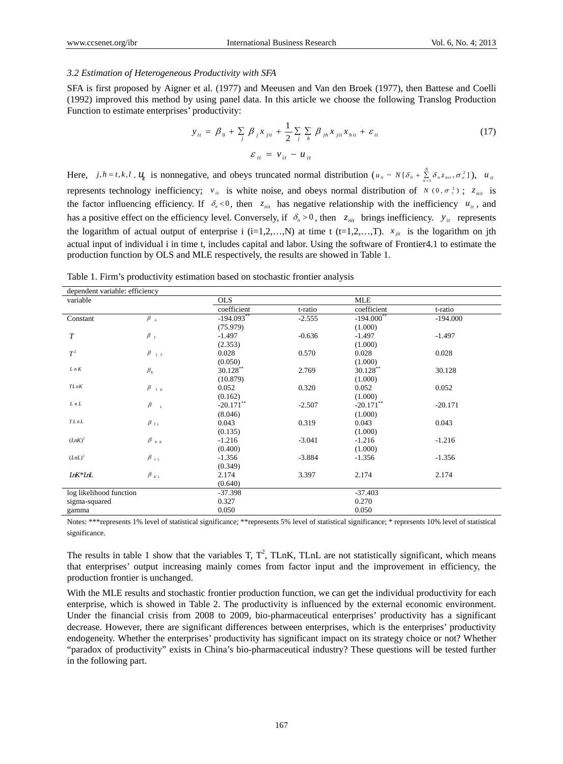### 3.2 Estimation of Heterogeneous Productivity with SFA

SFA is first proposed by Aigner et al. (1977) and Meeusen and Van den Broek (1977), then Battese and Coelli (1992) improved this method by using panel data. In this article we choose the following Translog Production Function to estimate enterprises' productivity:

$$y_{it} = \beta_0 + \sum_j \beta_j x_{jit} + \frac{1}{2}\sum_j \sum_h \beta_{jh} x_{jit} x_{hit} + \varepsilon_{it} \tag{17}$$

$$\varepsilon_{it} = v_{it} - u_{it}$$

Here, $j, h = t, k, l$. $u_{it}$ is nonnegative, and obeys truncated normal distribution ($u_{it} \sim N[\delta_0 + \sum_{n=1}^{N} \delta_n z_{nit}, \sigma_u^2]$), $u_{it}$ represents technology inefficiency; $v_{it}$ is white noise, and obeys normal distribution of $N(0, \sigma_v^2)$; $z_{nit}$ is the factor influencing efficiency. If $\delta_n < 0$, then $z_{nit}$ has negative relationship with the inefficiency $u_{it}$, and has a positive effect on the efficiency level. Conversely, if $\delta_n > 0$, then $z_{nit}$ brings inefficiency. $y_{it}$ represents the logarithm of actual output of enterprise i (i=1,2,…,N) at time t (t=1,2,…,T). $x_{jit}$ is the logarithm on jth actual input of individual i in time t, includes capital and labor. Using the software of Frontier4.1 to estimate the production function by OLS and MLE respectively, the results are showed in Table 1.

Table 1. Firm's productivity estimation based on stochastic frontier analysis

| dependent variable: efficiency | | | | | |
|---|---|---|---|---|---|
| variable | | OLS | | MLE | |
| | | coefficient | t-ratio | coefficient | t-ratio |
| Constant | $\beta_0$ | -194.093** | -2.555 | -194.000** | -194.000 |
| | | (75.979) | | (1.000) | |
| $T$ | $\beta_T$ | -1.497 | -0.636 | -1.497 | -1.497 |
| | | (2.353) | | (1.000) | |
| $T^2$ | $\beta_{TT}$ | 0.028 | 0.570 | 0.028 | 0.028 |
| | | (0.050) | | (1.000) | |
| $LnK$ | $\beta_K$ | 30.128** | 2.769 | 30.128** | 30.128 |
| | | (10.879) | | (1.000) | |
| $TLnK$ | $\beta_{TK}$ | 0.052 | 0.320 | 0.052 | 0.052 |
| | | (0.162) | | (1.000) | |
| $LnL$ | $\beta_L$ | -20.171** | -2.507 | -20.171** | -20.171 |
| | | (8.046) | | (1.000) | |
| $TLnL$ | $\beta_{TL}$ | 0.043 | 0.319 | 0.043 | 0.043 |
| | | (0.135) | | (1.000) | |
| $(LnK)^2$ | $\beta_{KK}$ | -1.216 | -3.041 | -1.216 | -1.216 |
| | | (0.400) | | (1.000) | |
| $(LnL)^2$ | $\beta_{LL}$ | -1.356 | -3.884 | -1.356 | -1.356 |
| | | (0.349) | | (1.000) | |
| $LnK*LnL$ | $\beta_{KL}$ | 2.174 | 3.397 | 2.174 | 2.174 |
| | | (0.640) | | | |
| log likelihood function | | -37.398 | | -37.403 | |
| sigma-squared | | 0.327 | | 0.270 | |
| gamma | | 0.050 | | 0.050 | |

Notes: ***represents 1% level of statistical significance; **represents 5% level of statistical significance; * represents 10% level of statistical significance.

The results in table 1 show that the variables T, $T^2$, TLnK, TLnL are not statistically significant, which means that enterprises' output increasing mainly comes from factor input and the improvement in efficiency, the production frontier is unchanged.

With the MLE results and stochastic frontier production function, we can get the individual productivity for each enterprise, which is showed in Table 2. The productivity is influenced by the external economic environment. Under the financial crisis from 2008 to 2009, bio-pharmaceutical enterprises' productivity has a significant decrease. However, there are significant differences between enterprises, which is the enterprises' productivity endogeneity. Whether the enterprises' productivity has significant impact on its strategy choice or not? Whether "paradox of productivity" exists in China's bio-pharmaceutical industry? These questions will be tested further in the following part.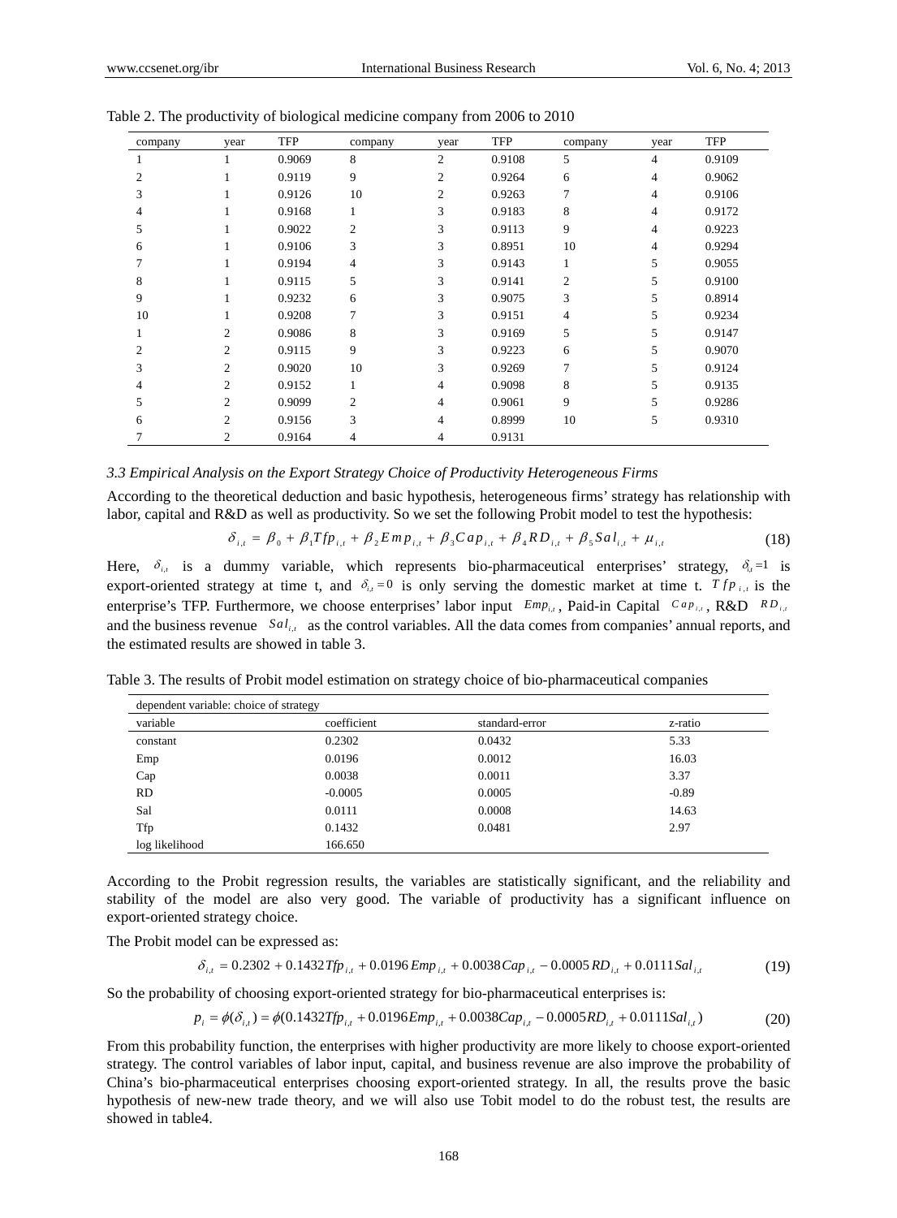Table 2. The productivity of biological medicine company from 2006 to 2010

| company | year | TFP | company | year | TFP | company | year | TFP |
|---|---|---|---|---|---|---|---|---|
| 1 | 1 | 0.9069 | 8 | 2 | 0.9108 | 5 | 4 | 0.9109 |
| 2 | 1 | 0.9119 | 9 | 2 | 0.9264 | 6 | 4 | 0.9062 |
| 3 | 1 | 0.9126 | 10 | 2 | 0.9263 | 7 | 4 | 0.9106 |
| 4 | 1 | 0.9168 | 1 | 3 | 0.9183 | 8 | 4 | 0.9172 |
| 5 | 1 | 0.9022 | 2 | 3 | 0.9113 | 9 | 4 | 0.9223 |
| 6 | 1 | 0.9106 | 3 | 3 | 0.8951 | 10 | 4 | 0.9294 |
| 7 | 1 | 0.9194 | 4 | 3 | 0.9143 | 1 | 5 | 0.9055 |
| 8 | 1 | 0.9115 | 5 | 3 | 0.9141 | 2 | 5 | 0.9100 |
| 9 | 1 | 0.9232 | 6 | 3 | 0.9075 | 3 | 5 | 0.8914 |
| 10 | 1 | 0.9208 | 7 | 3 | 0.9151 | 4 | 5 | 0.9234 |
| 1 | 2 | 0.9086 | 8 | 3 | 0.9169 | 5 | 5 | 0.9147 |
| 2 | 2 | 0.9115 | 9 | 3 | 0.9223 | 6 | 5 | 0.9070 |
| 3 | 2 | 0.9020 | 10 | 3 | 0.9269 | 7 | 5 | 0.9124 |
| 4 | 2 | 0.9152 | 1 | 4 | 0.9098 | 8 | 5 | 0.9135 |
| 5 | 2 | 0.9099 | 2 | 4 | 0.9061 | 9 | 5 | 0.9286 |
| 6 | 2 | 0.9156 | 3 | 4 | 0.8999 | 10 | 5 | 0.9310 |
| 7 | 2 | 0.9164 | 4 | 4 | 0.9131 | | | |

### *3.3 Empirical Analysis on the Export Strategy Choice of Productivity Heterogeneous Firms*

According to the theoretical deduction and basic hypothesis, heterogeneous firms' strategy has relationship with labor, capital and R&D as well as productivity. So we set the following Probit model to test the hypothesis:

$$\delta_{i,t} = \beta_0 + \beta_1 Tfp_{i,t} + \beta_2 Emp_{i,t} + \beta_3 Cap_{i,t} + \beta_4 RD_{i,t} + \beta_5 Sal_{i,t} + \mu_{i,t} \tag{18}$$

Here, $\delta_{i,t}$ is a dummy variable, which represents bio-pharmaceutical enterprises' strategy, $\delta_{i,t}=1$ is export-oriented strategy at time t, and $\delta_{i,t}=0$ is only serving the domestic market at time t. $Tfp_{i,t}$ is the enterprise's TFP. Furthermore, we choose enterprises' labor input $Emp_{i,t}$, Paid-in Capital $Cap_{i,t}$, R&D $RD_{i,t}$ and the business revenue $Sal_{i,t}$ as the control variables. All the data comes from companies' annual reports, and the estimated results are showed in table 3.

Table 3. The results of Probit model estimation on strategy choice of bio-pharmaceutical companies

| dependent variable: choice of strategy | | | |
|---|---|---|---|
| variable | coefficient | standard-error | z-ratio |
| constant | 0.2302 | 0.0432 | 5.33 |
| Emp | 0.0196 | 0.0012 | 16.03 |
| Cap | 0.0038 | 0.0011 | 3.37 |
| RD | -0.0005 | 0.0005 | -0.89 |
| Sal | 0.0111 | 0.0008 | 14.63 |
| Tfp | 0.1432 | 0.0481 | 2.97 |
| log likelihood | 166.650 | | |

According to the Probit regression results, the variables are statistically significant, and the reliability and stability of the model are also very good. The variable of productivity has a significant influence on export-oriented strategy choice.

The Probit model can be expressed as:

$$\delta_{i,t} = 0.2302 + 0.1432 Tfp_{i,t} + 0.0196 Emp_{i,t} + 0.0038 Cap_{i,t} - 0.0005 RD_{i,t} + 0.0111 Sal_{i,t} \tag{19}$$

So the probability of choosing export-oriented strategy for bio-pharmaceutical enterprises is:

$$p_i = \phi(\delta_{i,t}) = \phi(0.1432 Tfp_{i,t} + 0.0196 Emp_{i,t} + 0.0038 Cap_{i,t} - 0.0005 RD_{i,t} + 0.0111 Sal_{i,t}) \tag{20}$$

From this probability function, the enterprises with higher productivity are more likely to choose export-oriented strategy. The control variables of labor input, capital, and business revenue are also improve the probability of China's bio-pharmaceutical enterprises choosing export-oriented strategy. In all, the results prove the basic hypothesis of new-new trade theory, and we will also use Tobit model to do the robust test, the results are showed in table4.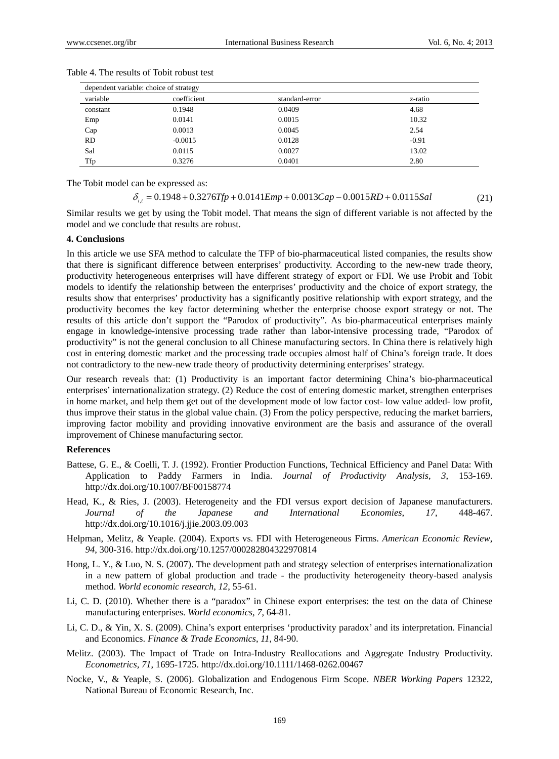Table 4. The results of Tobit robust test

| dependent variable: choice of strategy | | | |
|---|---|---|---|
| variable | coefficient | standard-error | z-ratio |
| constant | 0.1948 | 0.0409 | 4.68 |
| Emp | 0.0141 | 0.0015 | 10.32 |
| Cap | 0.0013 | 0.0045 | 2.54 |
| RD | -0.0015 | 0.0128 | -0.91 |
| Sal | 0.0115 | 0.0027 | 13.02 |
| Tfp | 0.3276 | 0.0401 | 2.80 |

The Tobit model can be expressed as:

$$\delta_{i,t} = 0.1948 + 0.3276Tfp + 0.0141Emp + 0.0013Cap - 0.0015RD + 0.0115Sal \tag{21}$$

Similar results we get by using the Tobit model. That means the sign of different variable is not affected by the model and we conclude that results are robust.

**4. Conclusions**

In this article we use SFA method to calculate the TFP of bio-pharmaceutical listed companies, the results show that there is significant difference between enterprises' productivity. According to the new-new trade theory, productivity heterogeneous enterprises will have different strategy of export or FDI. We use Probit and Tobit models to identify the relationship between the enterprises' productivity and the choice of export strategy, the results show that enterprises' productivity has a significantly positive relationship with export strategy, and the productivity becomes the key factor determining whether the enterprise choose export strategy or not. The results of this article don't support the "Parodox of productivity". As bio-pharmaceutical enterprises mainly engage in knowledge-intensive processing trade rather than labor-intensive processing trade, "Parodox of productivity" is not the general conclusion to all Chinese manufacturing sectors. In China there is relatively high cost in entering domestic market and the processing trade occupies almost half of China's foreign trade. It does not contradictory to the new-new trade theory of productivity determining enterprises' strategy.

Our research reveals that: (1) Productivity is an important factor determining China's bio-pharmaceutical enterprises' internationalization strategy. (2) Reduce the cost of entering domestic market, strengthen enterprises in home market, and help them get out of the development mode of low factor cost- low value added- low profit, thus improve their status in the global value chain. (3) From the policy perspective, reducing the market barriers, improving factor mobility and providing innovative environment are the basis and assurance of the overall improvement of Chinese manufacturing sector.

**References**

Battese, G. E., & Coelli, T. J. (1992). Frontier Production Functions, Technical Efficiency and Panel Data: With Application to Paddy Farmers in India. *Journal of Productivity Analysis*, *3*, 153-169. http://dx.doi.org/10.1007/BF00158774

Head, K., & Ries, J. (2003). Heterogeneity and the FDI versus export decision of Japanese manufacturers. *Journal of the Japanese and International Economies, 17*, 448-467. http://dx.doi.org/10.1016/j.jjie.2003.09.003

Helpman, Melitz, & Yeaple. (2004). Exports vs. FDI with Heterogeneous Firms. *American Economic Review*, *94*, 300-316. http://dx.doi.org/10.1257/000282804322970814

Hong, L. Y., & Luo, N. S. (2007). The development path and strategy selection of enterprises internationalization in a new pattern of global production and trade - the productivity heterogeneity theory-based analysis method. *World economic research*, *12*, 55-61.

Li, C. D. (2010). Whether there is a "paradox" in Chinese export enterprises: the test on the data of Chinese manufacturing enterprises. *World economics*, *7*, 64-81.

Li, C. D., & Yin, X. S. (2009). China's export enterprises 'productivity paradox' and its interpretation. Financial and Economics. *Finance & Trade Economics*, *11,* 84-90.

Melitz. (2003). The Impact of Trade on Intra-Industry Reallocations and Aggregate Industry Productivity. *Econometrics, 71,* 1695-1725. http://dx.doi.org/10.1111/1468-0262.00467

Nocke, V., & Yeaple, S. (2006). Globalization and Endogenous Firm Scope. *NBER Working Papers* 12322, National Bureau of Economic Research, Inc.